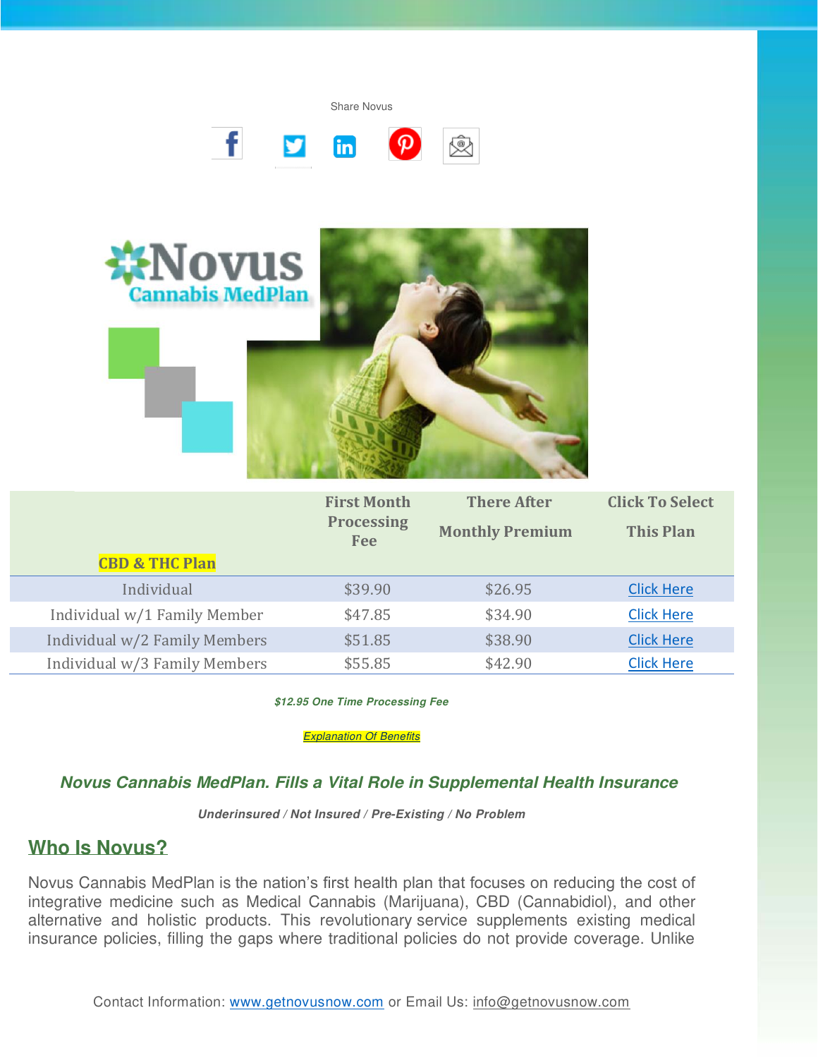Share Novus

Novus Cannabis MedPlan

| CBD & THC Plan | First Month Processing Fee | There After Monthly Premium | Click To Select This Plan |
|---|---|---|---|
| Individual | $39.90 | $26.95 | Click Here |
| Individual w/1 Family Member | $47.85 | $34.90 | Click Here |
| Individual w/2 Family Members | $51.85 | $38.90 | Click Here |
| Individual w/3 Family Members | $55.85 | $42.90 | Click Here |

***$12.95 One Time Processing Fee***

*Explanation Of Benefits*

### *Novus Cannabis MedPlan. Fills a Vital Role in Supplemental Health Insurance*

***Underinsured / Not Insured / Pre-Existing / No Problem***

## Who Is Novus?

Novus Cannabis MedPlan is the nation's first health plan that focuses on reducing the cost of integrative medicine such as Medical Cannabis (Marijuana), CBD (Cannabidiol), and other alternative and holistic products. This revolutionary service supplements existing medical insurance policies, filling the gaps where traditional policies do not provide coverage. Unlike

Contact Information: www.getnovusnow.com or Email Us: info@getnovusnow.com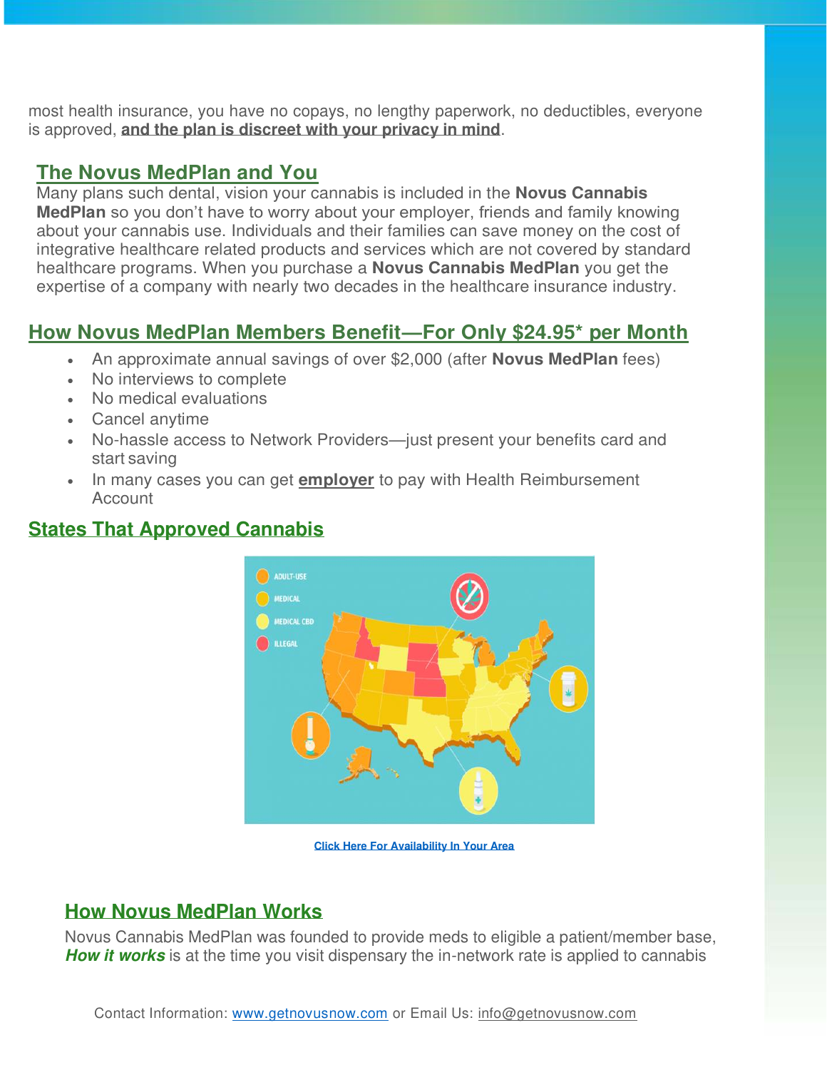most health insurance, you have no copays, no lengthy paperwork, no deductibles, everyone is approved, **and the plan is discreet with your privacy in mind**.

## The Novus MedPlan and You

Many plans such dental, vision your cannabis is included in the **Novus Cannabis MedPlan** so you don't have to worry about your employer, friends and family knowing about your cannabis use. Individuals and their families can save money on the cost of integrative healthcare related products and services which are not covered by standard healthcare programs. When you purchase a **Novus Cannabis MedPlan** you get the expertise of a company with nearly two decades in the healthcare insurance industry.

## How Novus MedPlan Members Benefit—For Only $24.95* per Month

- An approximate annual savings of over $2,000 (after **Novus MedPlan** fees)
- No interviews to complete
- No medical evaluations
- Cancel anytime
- No-hassle access to Network Providers—just present your benefits card and start saving
- In many cases you can get **employer** to pay with Health Reimbursement Account

## States That Approved Cannabis

Click Here For Availability In Your Area

## How Novus MedPlan Works

Novus Cannabis MedPlan was founded to provide meds to eligible a patient/member base, ***How it works*** is at the time you visit dispensary the in-network rate is applied to cannabis

Contact Information: www.getnovusnow.com or Email Us: info@getnovusnow.com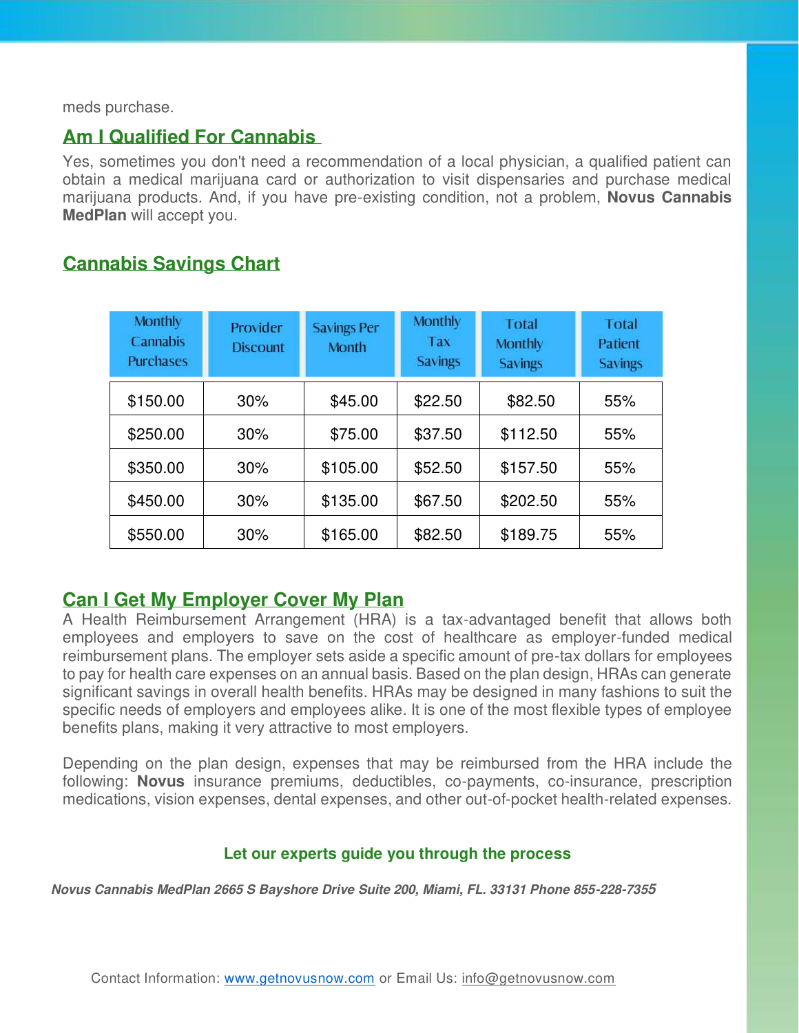meds purchase.

## Am I Qualified For Cannabis

Yes, sometimes you don't need a recommendation of a local physician, a qualified patient can obtain a medical marijuana card or authorization to visit dispensaries and purchase medical marijuana products. And, if you have pre-existing condition, not a problem, **Novus Cannabis MedPlan** will accept you.

## Cannabis Savings Chart

| Monthly Cannabis Purchases | Provider Discount | Savings Per Month | Monthly Tax Savings | Total Monthly Savings | Total Patient Savings |
|---|---|---|---|---|---|
| $150.00 | 30% | $45.00 | $22.50 | $82.50 | 55% |
| $250.00 | 30% | $75.00 | $37.50 | $112.50 | 55% |
| $350.00 | 30% | $105.00 | $52.50 | $157.50 | 55% |
| $450.00 | 30% | $135.00 | $67.50 | $202.50 | 55% |
| $550.00 | 30% | $165.00 | $82.50 | $189.75 | 55% |

## Can I Get My Employer Cover My Plan

A Health Reimbursement Arrangement (HRA) is a tax-advantaged benefit that allows both employees and employers to save on the cost of healthcare as employer-funded medical reimbursement plans. The employer sets aside a specific amount of pre-tax dollars for employees to pay for health care expenses on an annual basis. Based on the plan design, HRAs can generate significant savings in overall health benefits. HRAs may be designed in many fashions to suit the specific needs of employers and employees alike. It is one of the most flexible types of employee benefits plans, making it very attractive to most employers.

Depending on the plan design, expenses that may be reimbursed from the HRA include the following: **Novus** insurance premiums, deductibles, co-payments, co-insurance, prescription medications, vision expenses, dental expenses, and other out-of-pocket health-related expenses.

**Let our experts guide you through the process**

***Novus Cannabis MedPlan 2665 S Bayshore Drive Suite 200, Miami, FL. 33131 Phone 855-228-7355***

Contact Information: www.getnovusnow.com or Email Us: info@getnovusnow.com